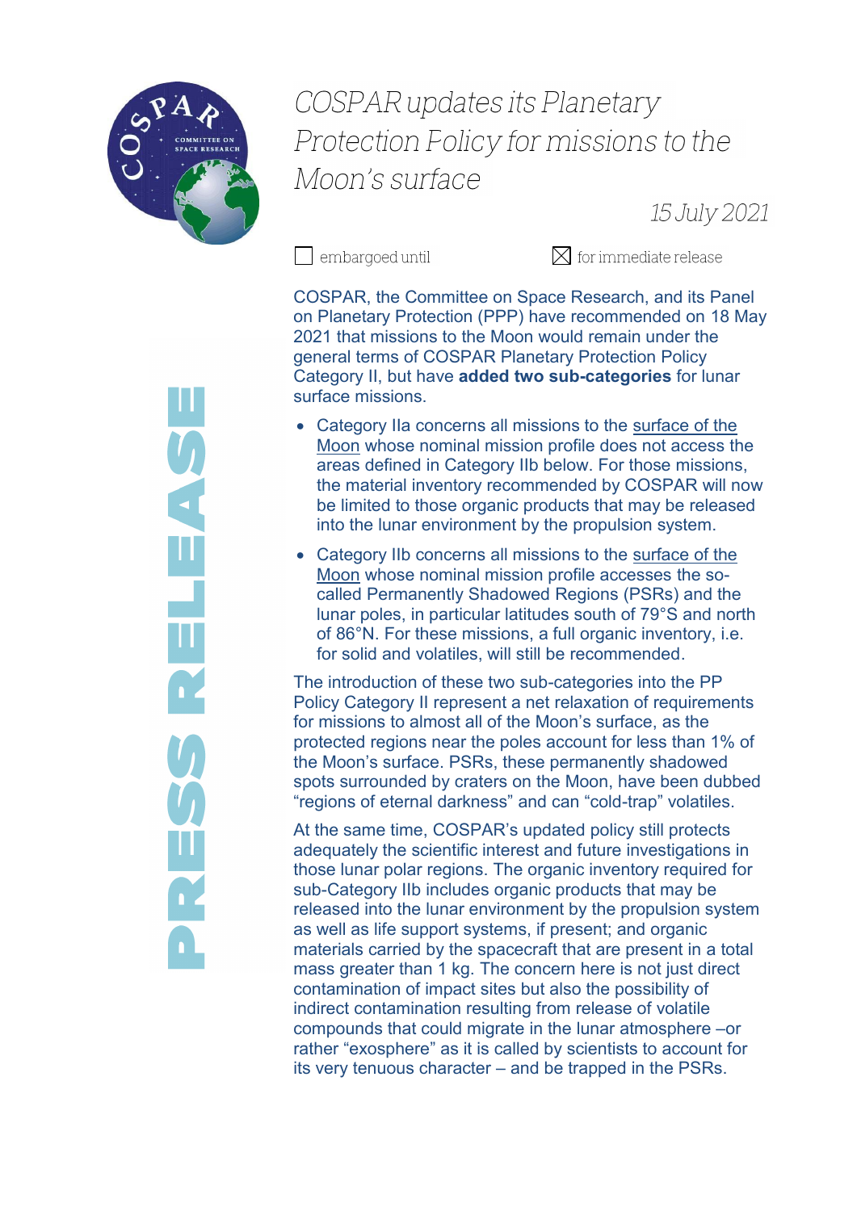# COSPAR updates its Planetary Protection Policy for missions to the Moon's surface

15 July 2021

☐ embargoed until ☒ for immediate release

PRESS RELEASE

COSPAR, the Committee on Space Research, and its Panel on Planetary Protection (PPP) have recommended on 18 May 2021 that missions to the Moon would remain under the general terms of COSPAR Planetary Protection Policy Category II, but have **added two sub-categories** for lunar surface missions.

- Category IIa concerns all missions to the surface of the Moon whose nominal mission profile does not access the areas defined in Category IIb below. For those missions, the material inventory recommended by COSPAR will now be limited to those organic products that may be released into the lunar environment by the propulsion system.
- Category IIb concerns all missions to the surface of the Moon whose nominal mission profile accesses the so-called Permanently Shadowed Regions (PSRs) and the lunar poles, in particular latitudes south of 79°S and north of 86°N. For these missions, a full organic inventory, i.e. for solid and volatiles, will still be recommended.

The introduction of these two sub-categories into the PP Policy Category II represent a net relaxation of requirements for missions to almost all of the Moon's surface, as the protected regions near the poles account for less than 1% of the Moon's surface. PSRs, these permanently shadowed spots surrounded by craters on the Moon, have been dubbed "regions of eternal darkness" and can "cold-trap" volatiles.

At the same time, COSPAR's updated policy still protects adequately the scientific interest and future investigations in those lunar polar regions. The organic inventory required for sub-Category IIb includes organic products that may be released into the lunar environment by the propulsion system as well as life support systems, if present; and organic materials carried by the spacecraft that are present in a total mass greater than 1 kg. The concern here is not just direct contamination of impact sites but also the possibility of indirect contamination resulting from release of volatile compounds that could migrate in the lunar atmosphere –or rather "exosphere" as it is called by scientists to account for its very tenuous character – and be trapped in the PSRs.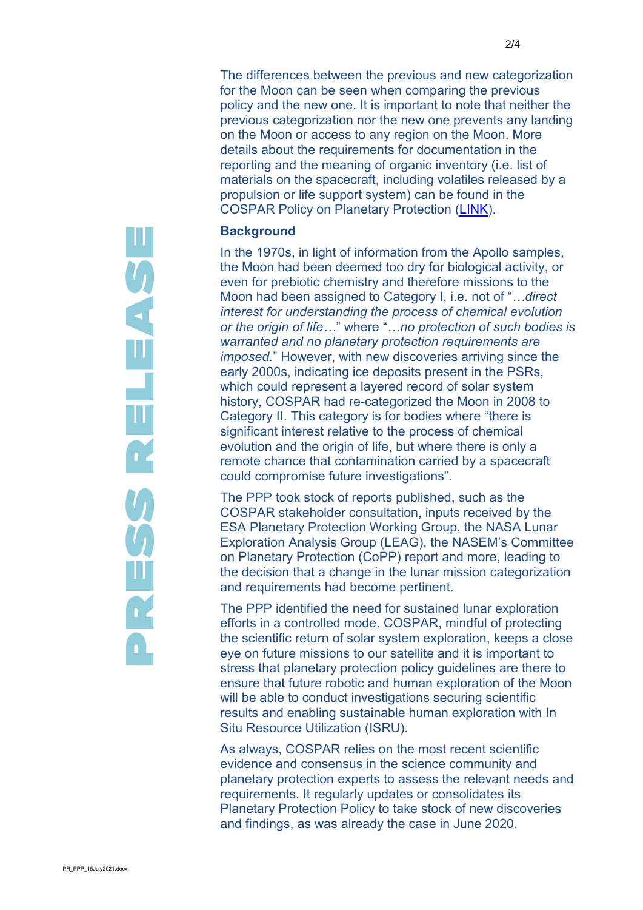The differences between the previous and new categorization for the Moon can be seen when comparing the previous policy and the new one. It is important to note that neither the previous categorization nor the new one prevents any landing on the Moon or access to any region on the Moon. More details about the requirements for documentation in the reporting and the meaning of organic inventory (i.e. list of materials on the spacecraft, including volatiles released by a propulsion or life support system) can be found in the COSPAR Policy on Planetary Protection (LINK).

**Background**

In the 1970s, in light of information from the Apollo samples, the Moon had been deemed too dry for biological activity, or even for prebiotic chemistry and therefore missions to the Moon had been assigned to Category I, i.e. not of "*…direct interest for understanding the process of chemical evolution or the origin of life…*" where "*…no protection of such bodies is warranted and no planetary protection requirements are imposed.*" However, with new discoveries arriving since the early 2000s, indicating ice deposits present in the PSRs, which could represent a layered record of solar system history, COSPAR had re-categorized the Moon in 2008 to Category II. This category is for bodies where "there is significant interest relative to the process of chemical evolution and the origin of life, but where there is only a remote chance that contamination carried by a spacecraft could compromise future investigations".

The PPP took stock of reports published, such as the COSPAR stakeholder consultation, inputs received by the ESA Planetary Protection Working Group, the NASA Lunar Exploration Analysis Group (LEAG), the NASEM's Committee on Planetary Protection (CoPP) report and more, leading to the decision that a change in the lunar mission categorization and requirements had become pertinent.

The PPP identified the need for sustained lunar exploration efforts in a controlled mode. COSPAR, mindful of protecting the scientific return of solar system exploration, keeps a close eye on future missions to our satellite and it is important to stress that planetary protection policy guidelines are there to ensure that future robotic and human exploration of the Moon will be able to conduct investigations securing scientific results and enabling sustainable human exploration with In Situ Resource Utilization (ISRU).

As always, COSPAR relies on the most recent scientific evidence and consensus in the science community and planetary protection experts to assess the relevant needs and requirements. It regularly updates or consolidates its Planetary Protection Policy to take stock of new discoveries and findings, as was already the case in June 2020.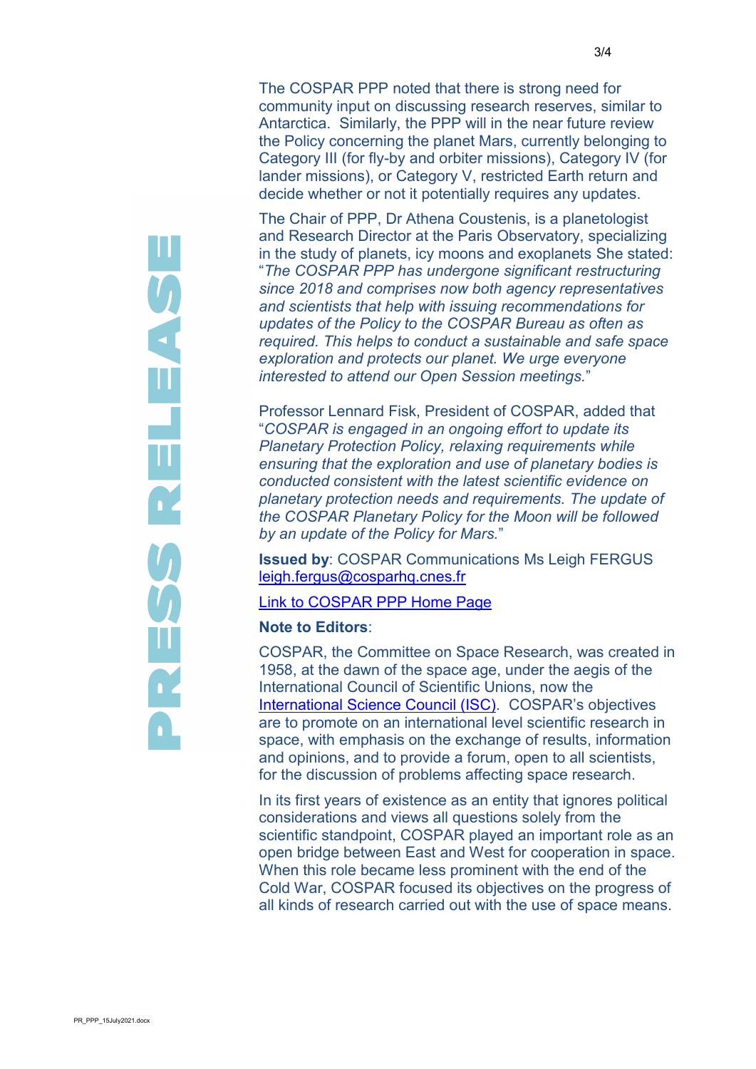The COSPAR PPP noted that there is strong need for community input on discussing research reserves, similar to Antarctica.  Similarly, the PPP will in the near future review the Policy concerning the planet Mars, currently belonging to Category III (for fly-by and orbiter missions), Category IV (for lander missions), or Category V, restricted Earth return and decide whether or not it potentially requires any updates.

The Chair of PPP, Dr Athena Coustenis, is a planetologist and Research Director at the Paris Observatory, specializing in the study of planets, icy moons and exoplanets She stated: "*The COSPAR PPP has undergone significant restructuring since 2018 and comprises now both agency representatives and scientists that help with issuing recommendations for updates of the Policy to the COSPAR Bureau as often as required. This helps to conduct a sustainable and safe space exploration and protects our planet. We urge everyone interested to attend our Open Session meetings*."

Professor Lennard Fisk, President of COSPAR, added that "*COSPAR is engaged in an ongoing effort to update its Planetary Protection Policy, relaxing requirements while ensuring that the exploration and use of planetary bodies is conducted consistent with the latest scientific evidence on planetary protection needs and requirements. The update of the COSPAR Planetary Policy for the Moon will be followed by an update of the Policy for Mars.*"

**Issued by**: COSPAR Communications Ms Leigh FERGUS
leigh.fergus@cosparhq.cnes.fr

Link to COSPAR PPP Home Page

**Note to Editors**:

COSPAR, the Committee on Space Research, was created in 1958, at the dawn of the space age, under the aegis of the International Council of Scientific Unions, now the International Science Council (ISC).  COSPAR's objectives are to promote on an international level scientific research in space, with emphasis on the exchange of results, information and opinions, and to provide a forum, open to all scientists, for the discussion of problems affecting space research.

In its first years of existence as an entity that ignores political considerations and views all questions solely from the scientific standpoint, COSPAR played an important role as an open bridge between East and West for cooperation in space. When this role became less prominent with the end of the Cold War, COSPAR focused its objectives on the progress of all kinds of research carried out with the use of space means.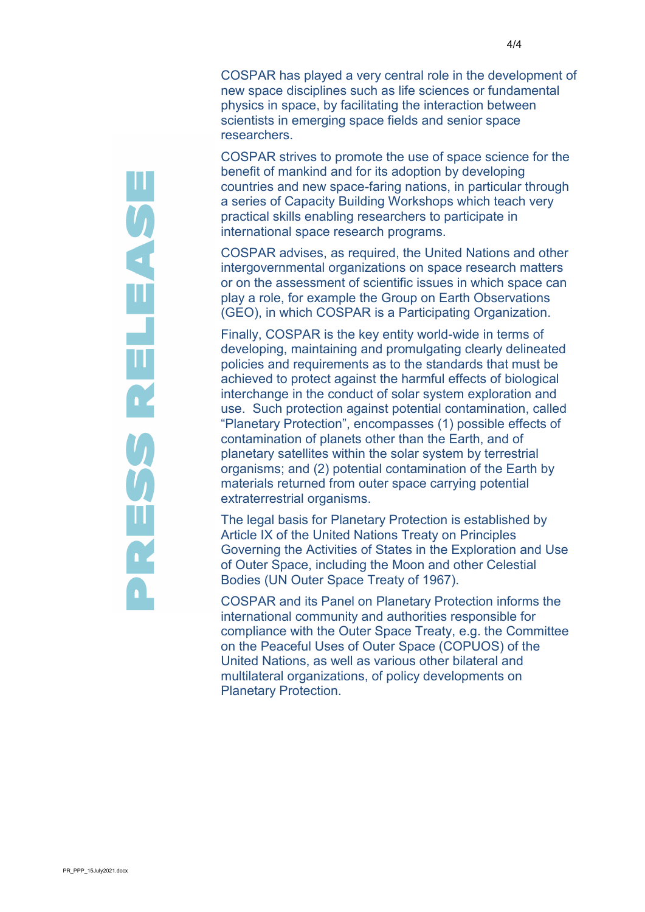COSPAR has played a very central role in the development of new space disciplines such as life sciences or fundamental physics in space, by facilitating the interaction between scientists in emerging space fields and senior space researchers.

COSPAR strives to promote the use of space science for the benefit of mankind and for its adoption by developing countries and new space-faring nations, in particular through a series of Capacity Building Workshops which teach very practical skills enabling researchers to participate in international space research programs.

COSPAR advises, as required, the United Nations and other intergovernmental organizations on space research matters or on the assessment of scientific issues in which space can play a role, for example the Group on Earth Observations (GEO), in which COSPAR is a Participating Organization.

Finally, COSPAR is the key entity world-wide in terms of developing, maintaining and promulgating clearly delineated policies and requirements as to the standards that must be achieved to protect against the harmful effects of biological interchange in the conduct of solar system exploration and use. Such protection against potential contamination, called "Planetary Protection", encompasses (1) possible effects of contamination of planets other than the Earth, and of planetary satellites within the solar system by terrestrial organisms; and (2) potential contamination of the Earth by materials returned from outer space carrying potential extraterrestrial organisms.

The legal basis for Planetary Protection is established by Article IX of the United Nations Treaty on Principles Governing the Activities of States in the Exploration and Use of Outer Space, including the Moon and other Celestial Bodies (UN Outer Space Treaty of 1967).

COSPAR and its Panel on Planetary Protection informs the international community and authorities responsible for compliance with the Outer Space Treaty, e.g. the Committee on the Peaceful Uses of Outer Space (COPUOS) of the United Nations, as well as various other bilateral and multilateral organizations, of policy developments on Planetary Protection.